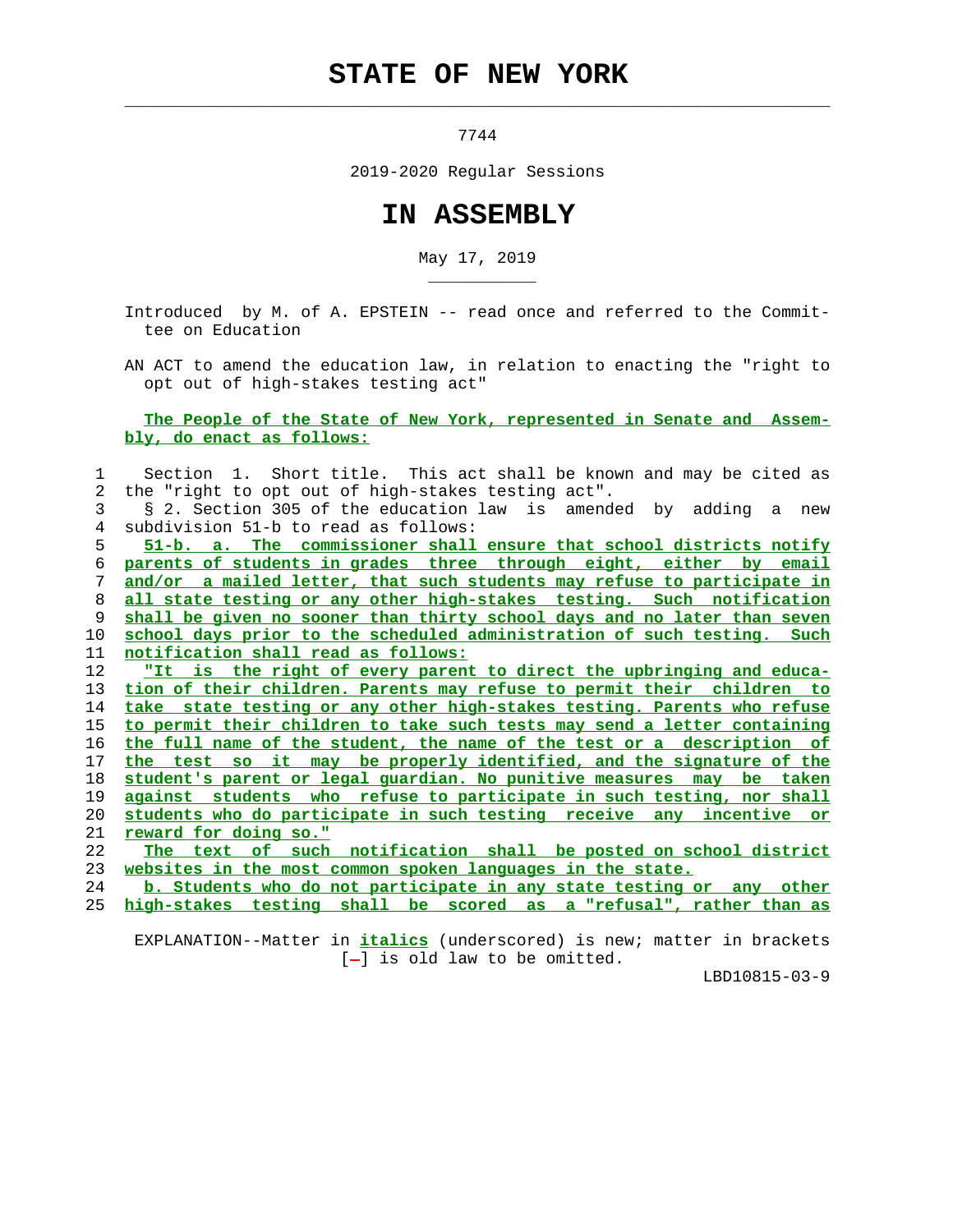# STATE OF NEW YORK

7744

2019-2020 Regular Sessions

# IN ASSEMBLY

May 17, 2019

Introduced by M. of A. EPSTEIN -- read once and referred to the Committee on Education

AN ACT to amend the education law, in relation to enacting the "right to opt out of high-stakes testing act"

**The People of the State of New York, represented in Senate and Assembly, do enact as follows:**

Section 1. Short title. This act shall be known and may be cited as the "right to opt out of high-stakes testing act".

§ 2. Section 305 of the education law is amended by adding a new subdivision 51-b to read as follows:

51-b. a. The commissioner shall ensure that school districts notify parents of students in grades three through eight, either by email and/or a mailed letter, that such students may refuse to participate in all state testing or any other high-stakes testing. Such notification shall be given no sooner than thirty school days and no later than seven school days prior to the scheduled administration of such testing. Such notification shall read as follows:

"It is the right of every parent to direct the upbringing and education of their children. Parents may refuse to permit their children to take state testing or any other high-stakes testing. Parents who refuse to permit their children to take such tests may send a letter containing the full name of the student, the name of the test or a description of the test so it may be properly identified, and the signature of the student's parent or legal guardian. No punitive measures may be taken against students who refuse to participate in such testing, nor shall students who do participate in such testing receive any incentive or reward for doing so."

The text of such notification shall be posted on school district websites in the most common spoken languages in the state.

b. Students who do not participate in any state testing or any other high-stakes testing shall be scored as a "refusal", rather than as

EXPLANATION--Matter in *italics* (underscored) is new; matter in brackets [-] is old law to be omitted.

LBD10815-03-9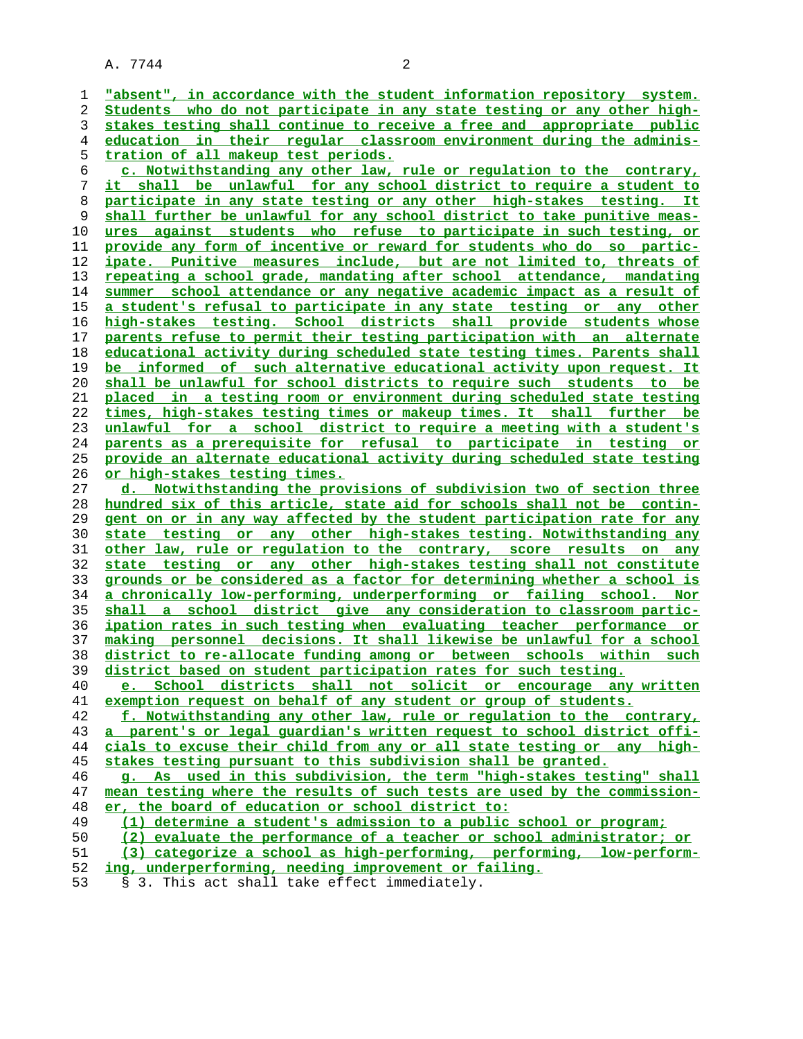"absent", in accordance with the student information repository system. Students who do not participate in any state testing or any other high-stakes testing shall continue to receive a free and appropriate public education in their regular classroom environment during the administration of all makeup test periods.

c. Notwithstanding any other law, rule or regulation to the contrary, it shall be unlawful for any school district to require a student to participate in any state testing or any other high-stakes testing. It shall further be unlawful for any school district to take punitive measures against students who refuse to participate in such testing, or provide any form of incentive or reward for students who do so participate. Punitive measures include, but are not limited to, threats of repeating a school grade, mandating after school attendance, mandating summer school attendance or any negative academic impact as a result of a student's refusal to participate in any state testing or any other high-stakes testing. School districts shall provide students whose parents refuse to permit their testing participation with an alternate educational activity during scheduled state testing times. Parents shall be informed of such alternative educational activity upon request. It shall be unlawful for school districts to require such students to be placed in a testing room or environment during scheduled state testing times, high-stakes testing times or makeup times. It shall further be unlawful for a school district to require a meeting with a student's parents as a prerequisite for refusal to participate in testing or provide an alternate educational activity during scheduled state testing or high-stakes testing times.

d. Notwithstanding the provisions of subdivision two of section three hundred six of this article, state aid for schools shall not be contingent on or in any way affected by the student participation rate for any state testing or any other high-stakes testing. Notwithstanding any other law, rule or regulation to the contrary, score results on any state testing or any other high-stakes testing shall not constitute grounds or be considered as a factor for determining whether a school is a chronically low-performing, underperforming or failing school. Nor shall a school district give any consideration to classroom participation rates in such testing when evaluating teacher performance or making personnel decisions. It shall likewise be unlawful for a school district to re-allocate funding among or between schools within such district based on student participation rates for such testing.

e. School districts shall not solicit or encourage any written exemption request on behalf of any student or group of students.

f. Notwithstanding any other law, rule or regulation to the contrary, a parent's or legal guardian's written request to school district officials to excuse their child from any or all state testing or any high-stakes testing pursuant to this subdivision shall be granted.

g. As used in this subdivision, the term "high-stakes testing" shall mean testing where the results of such tests are used by the commissioner, the board of education or school district to:

(1) determine a student's admission to a public school or program;

(2) evaluate the performance of a teacher or school administrator; or

(3) categorize a school as high-performing, performing, low-performing, underperforming, needing improvement or failing.

§ 3. This act shall take effect immediately.